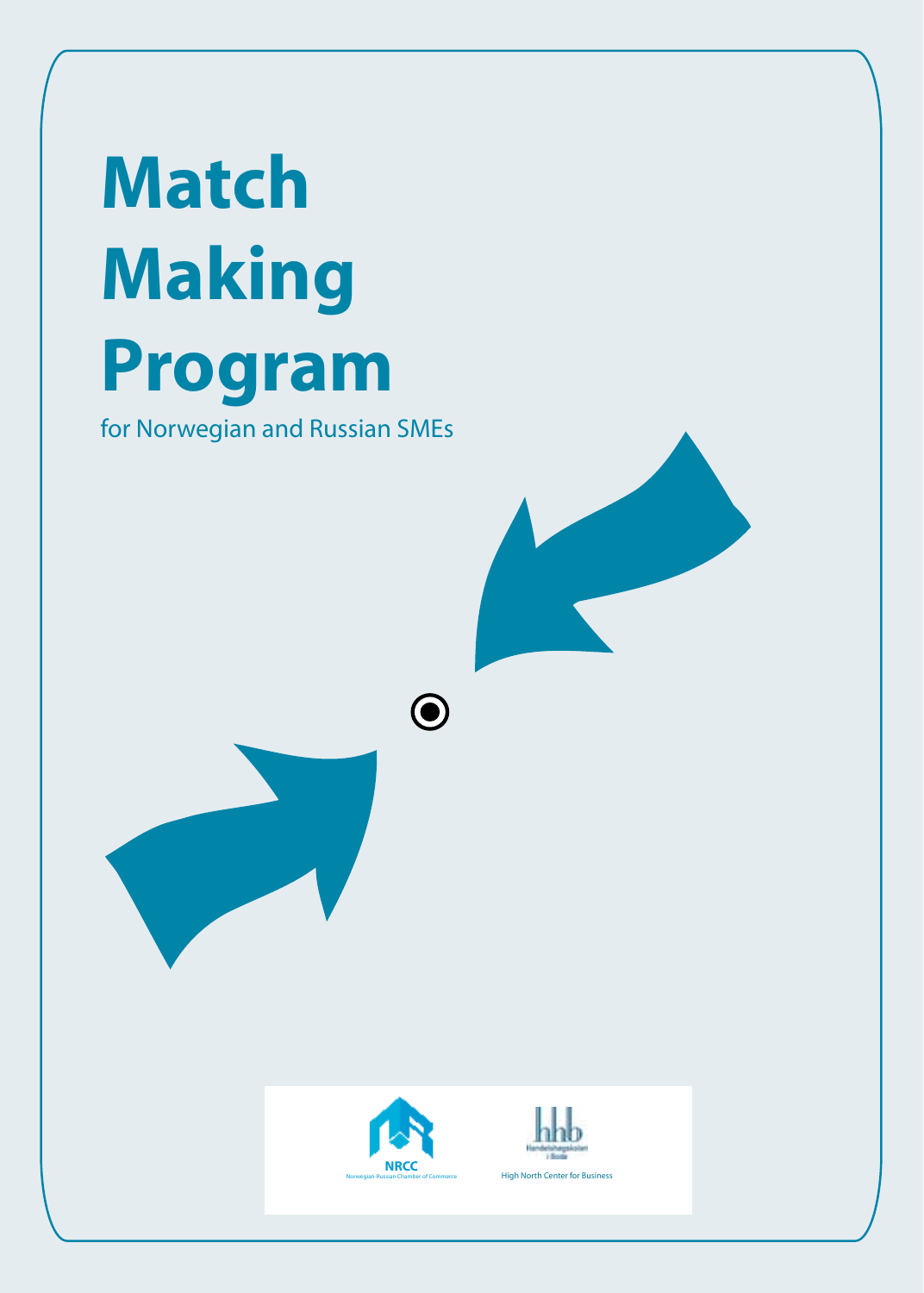# Match Making Program

for Norwegian and Russian SMEs

NRCC
Norwegian-Russian Chamber of Commerce

hhb
Handelshøgskolen i Bodø
High North Center for Business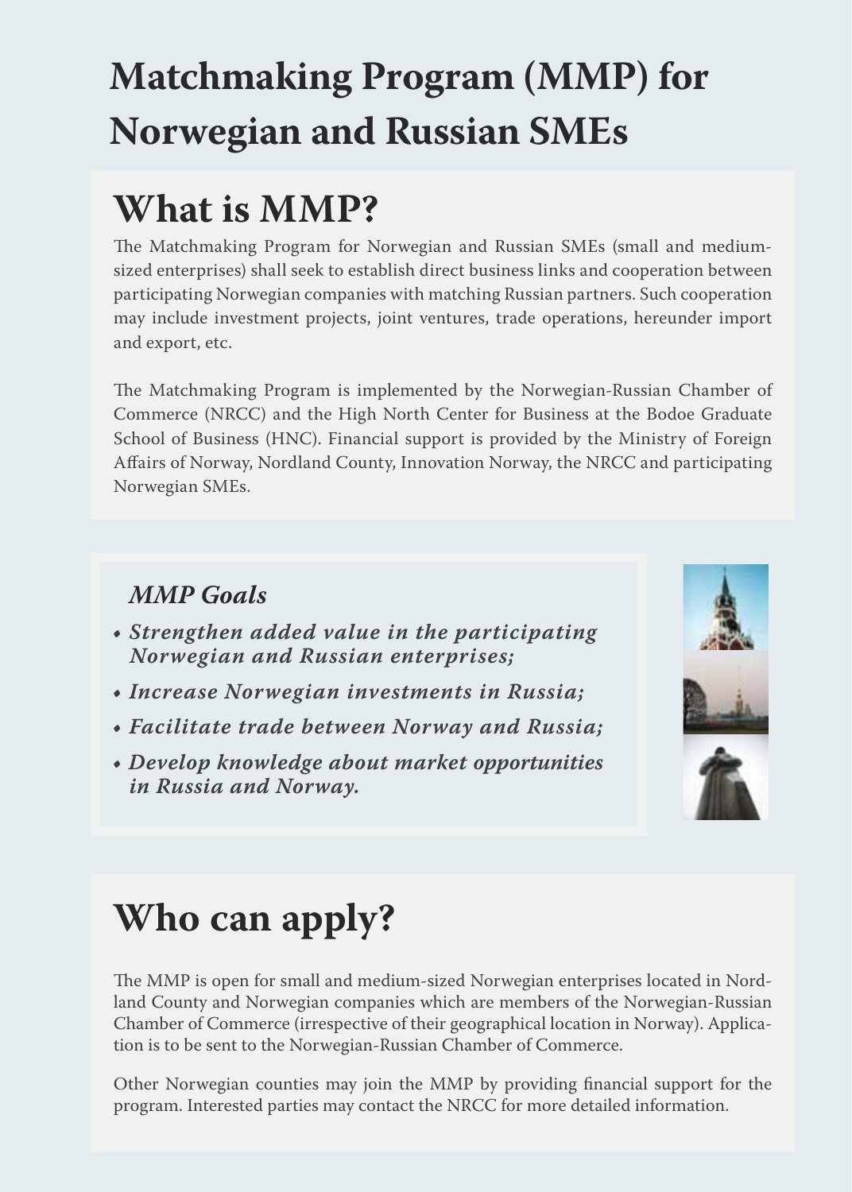# Matchmaking Program (MMP) for Norwegian and Russian SMEs

## What is MMP?

The Matchmaking Program for Norwegian and Russian SMEs (small and medium-sized enterprises) shall seek to establish direct business links and cooperation between participating Norwegian companies with matching Russian partners. Such cooperation may include investment projects, joint ventures, trade operations, hereunder import and export, etc.

The Matchmaking Program is implemented by the Norwegian-Russian Chamber of Commerce (NRCC) and the High North Center for Business at the Bodoe Graduate School of Business (HNC). Financial support is provided by the Ministry of Foreign Affairs of Norway, Nordland County, Innovation Norway, the NRCC and participating Norwegian SMEs.

### *MMP Goals*

- ***Strengthen added value in the participating Norwegian and Russian enterprises;***
- ***Increase Norwegian investments in Russia;***
- ***Facilitate trade between Norway and Russia;***
- ***Develop knowledge about market opportunities in Russia and Norway.***

## Who can apply?

The MMP is open for small and medium-sized Norwegian enterprises located in Nordland County and Norwegian companies which are members of the Norwegian-Russian Chamber of Commerce (irrespective of their geographical location in Norway). Application is to be sent to the Norwegian-Russian Chamber of Commerce.

Other Norwegian counties may join the MMP by providing financial support for the program. Interested parties may contact the NRCC for more detailed information.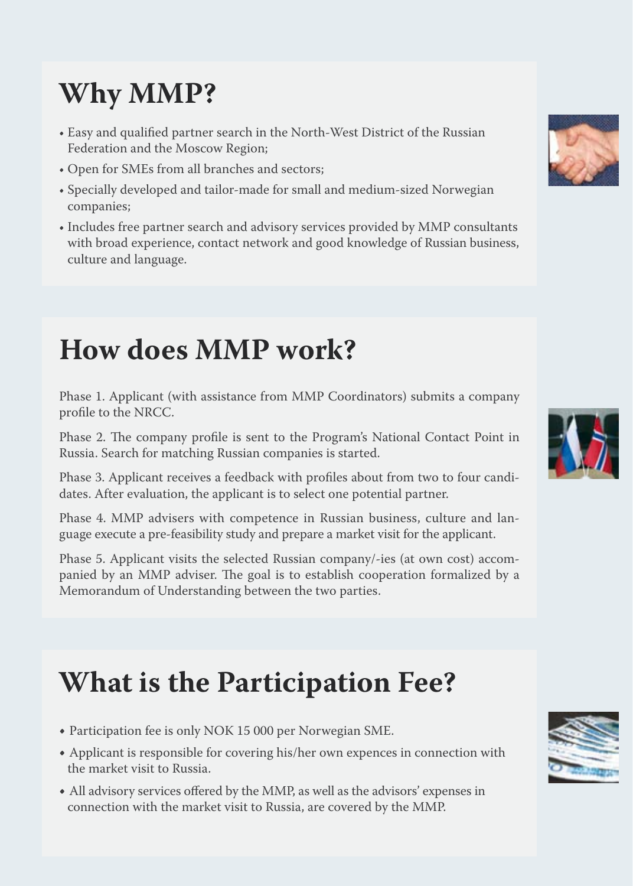# Why MMP?

- Easy and qualified partner search in the North-West District of the Russian Federation and the Moscow Region;
- Open for SMEs from all branches and sectors;
- Specially developed and tailor-made for small and medium-sized Norwegian companies;
- Includes free partner search and advisory services provided by MMP consultants with broad experience, contact network and good knowledge of Russian business, culture and language.

# How does MMP work?

Phase 1. Applicant (with assistance from MMP Coordinators) submits a company profile to the NRCC.

Phase 2. The company profile is sent to the Program's National Contact Point in Russia. Search for matching Russian companies is started.

Phase 3. Applicant receives a feedback with profiles about from two to four candidates. After evaluation, the applicant is to select one potential partner.

Phase 4. MMP advisers with competence in Russian business, culture and language execute a pre-feasibility study and prepare a market visit for the applicant.

Phase 5. Applicant visits the selected Russian company/-ies (at own cost) accompanied by an MMP adviser. The goal is to establish cooperation formalized by a Memorandum of Understanding between the two parties.

# What is the Participation Fee?

- Participation fee is only NOK 15 000 per Norwegian SME.
- Applicant is responsible for covering his/her own expences in connection with the market visit to Russia.
- All advisory services offered by the MMP, as well as the advisors' expenses in connection with the market visit to Russia, are covered by the MMP.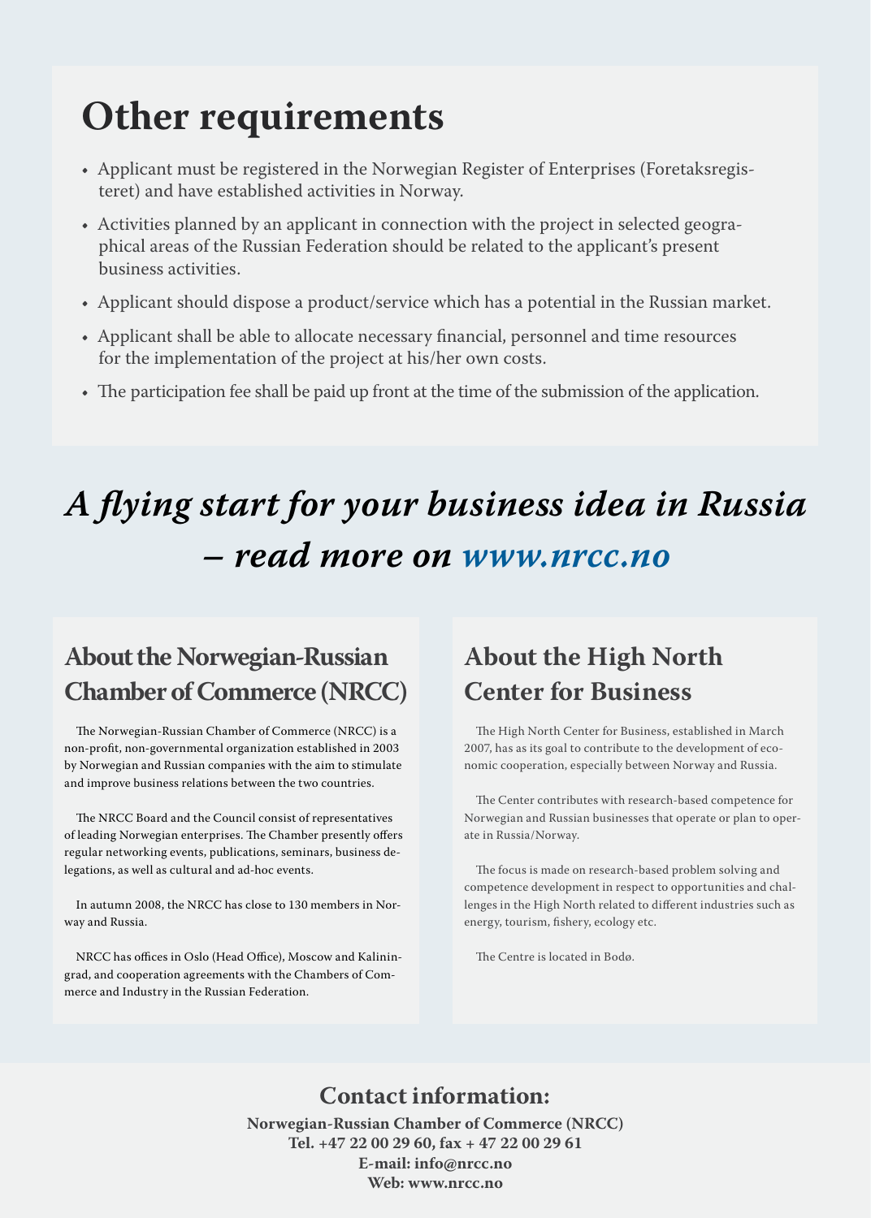# Other requirements

- Applicant must be registered in the Norwegian Register of Enterprises (Foretaksregisteret) and have established activities in Norway.
- Activities planned by an applicant in connection with the project in selected geographical areas of the Russian Federation should be related to the applicant's present business activities.
- Applicant should dispose a product/service which has a potential in the Russian market.
- Applicant shall be able to allocate necessary financial, personnel and time resources for the implementation of the project at his/her own costs.
- The participation fee shall be paid up front at the time of the submission of the application.

***A flying start for your business idea in Russia – read more on www.nrcc.no***

## About the Norwegian-Russian Chamber of Commerce (NRCC)

The Norwegian-Russian Chamber of Commerce (NRCC) is a non-profit, non-governmental organization established in 2003 by Norwegian and Russian companies with the aim to stimulate and improve business relations between the two countries.

The NRCC Board and the Council consist of representatives of leading Norwegian enterprises. The Chamber presently offers regular networking events, publications, seminars, business delegations, as well as cultural and ad-hoc events.

In autumn 2008, the NRCC has close to 130 members in Norway and Russia.

NRCC has offices in Oslo (Head Office), Moscow and Kaliningrad, and cooperation agreements with the Chambers of Commerce and Industry in the Russian Federation.

## About the High North Center for Business

The High North Center for Business, established in March 2007, has as its goal to contribute to the development of economic cooperation, especially between Norway and Russia.

The Center contributes with research-based competence for Norwegian and Russian businesses that operate or plan to operate in Russia/Norway.

The focus is made on research-based problem solving and competence development in respect to opportunities and challenges in the High North related to different industries such as energy, tourism, fishery, ecology etc.

The Centre is located in Bodø.

## Contact information:

**Norwegian-Russian Chamber of Commerce (NRCC)**
**Tel. +47 22 00 29 60, fax + 47 22 00 29 61**
**E-mail: info@nrcc.no**
**Web: www.nrcc.no**